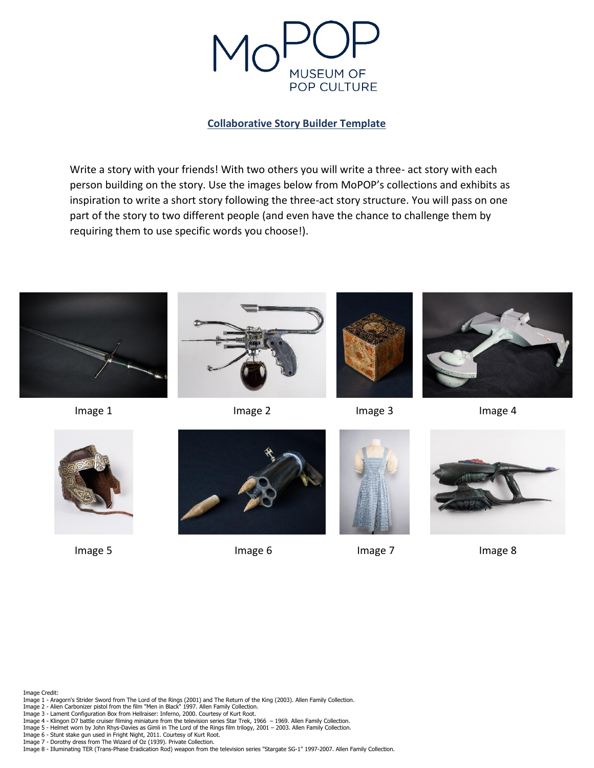MoPOP MUSEUM OF POP CULTURE

**Collaborative Story Builder Template**

Write a story with your friends! With two others you will write a three- act story with each person building on the story. Use the images below from MoPOP's collections and exhibits as inspiration to write a short story following the three-act story structure. You will pass on one part of the story to two different people (and even have the chance to challenge them by requiring them to use specific words you choose!).

Image 1

Image 2

Image 3

Image 4

Image 5

Image 6

Image 7

Image 8

Image Credit:
Image 1 - Aragorn's Strider Sword from The Lord of the Rings (2001) and The Return of the King (2003). Allen Family Collection.
Image 2 - Alien Carbonizer pistol from the film "Men in Black" 1997. Allen Family Collection.
Image 3 - Lament Configuration Box from Hellraiser: Inferno, 2000. Courtesy of Kurt Root.
Image 4 - Klingon D7 battle cruiser filming miniature from the television series Star Trek, 1966 – 1969. Allen Family Collection.
Image 5 - Helmet worn by John Rhys-Davies as Gimli in The Lord of the Rings film trilogy, 2001 – 2003. Allen Family Collection.
Image 6 - Stunt stake gun used in Fright Night, 2011. Courtesy of Kurt Root.
Image 7 - Dorothy dress from The Wizard of Oz (1939). Private Collection.
Image 8 - Illuminating TER (Trans-Phase Eradication Rod) weapon from the television series "Stargate SG-1" 1997-2007. Allen Family Collection.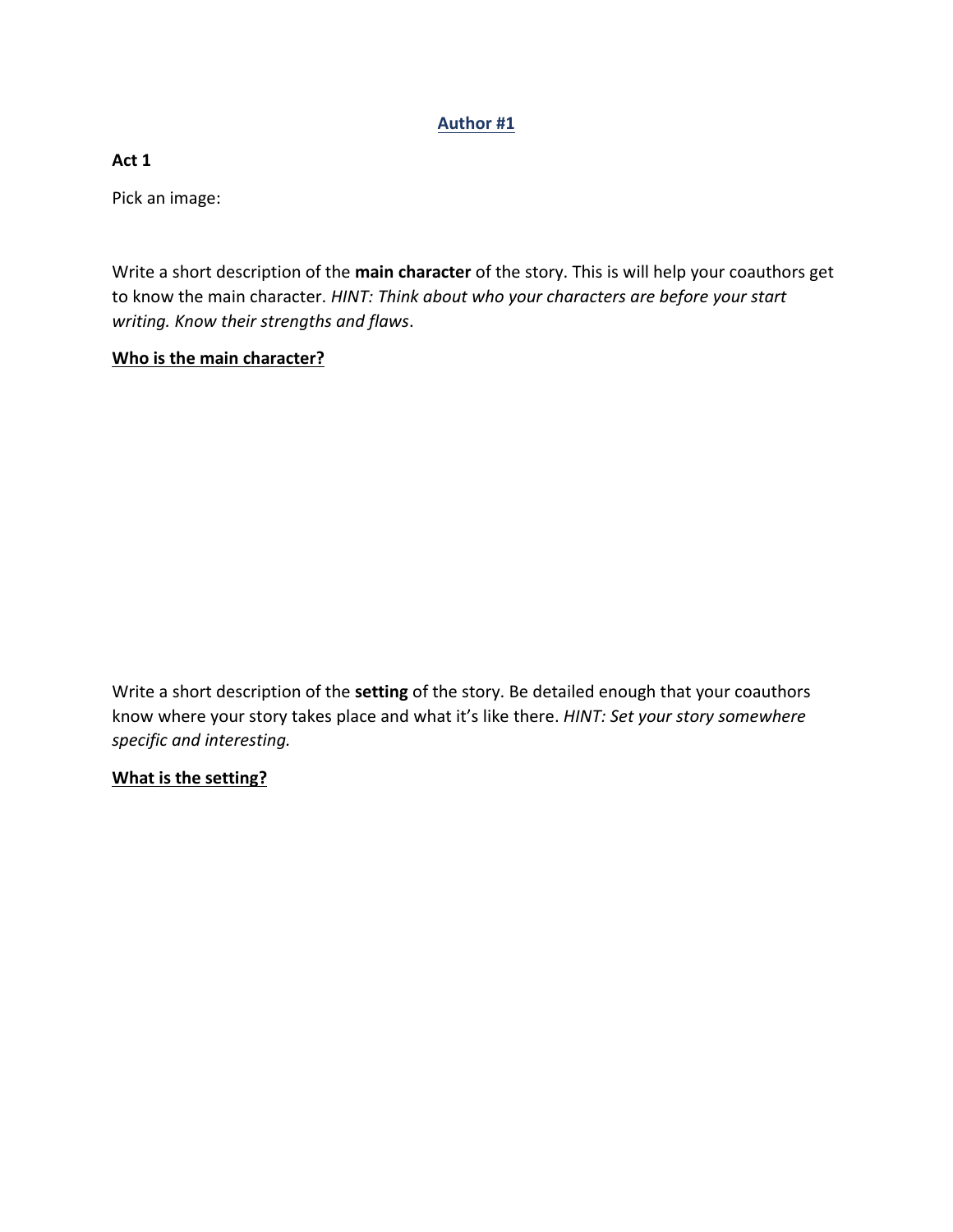## Author #1

**Act 1**

Pick an image:

Write a short description of the **main character** of the story. This is will help your coauthors get to know the main character. *HINT: Think about who your characters are before your start writing. Know their strengths and flaws*.

**Who is the main character?**

Write a short description of the **setting** of the story. Be detailed enough that your coauthors know where your story takes place and what it's like there. *HINT: Set your story somewhere specific and interesting.*

**What is the setting?**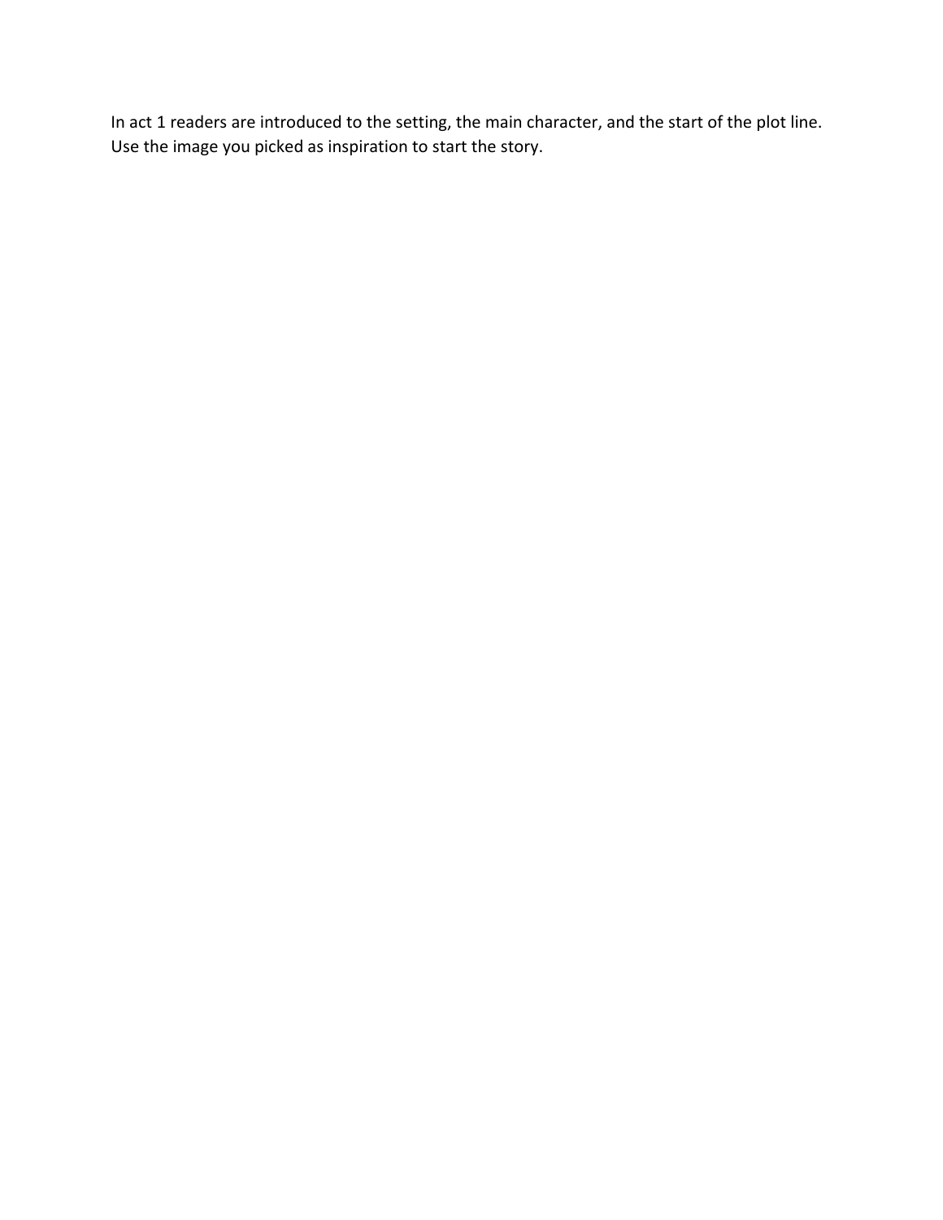In act 1 readers are introduced to the setting, the main character, and the start of the plot line. Use the image you picked as inspiration to start the story.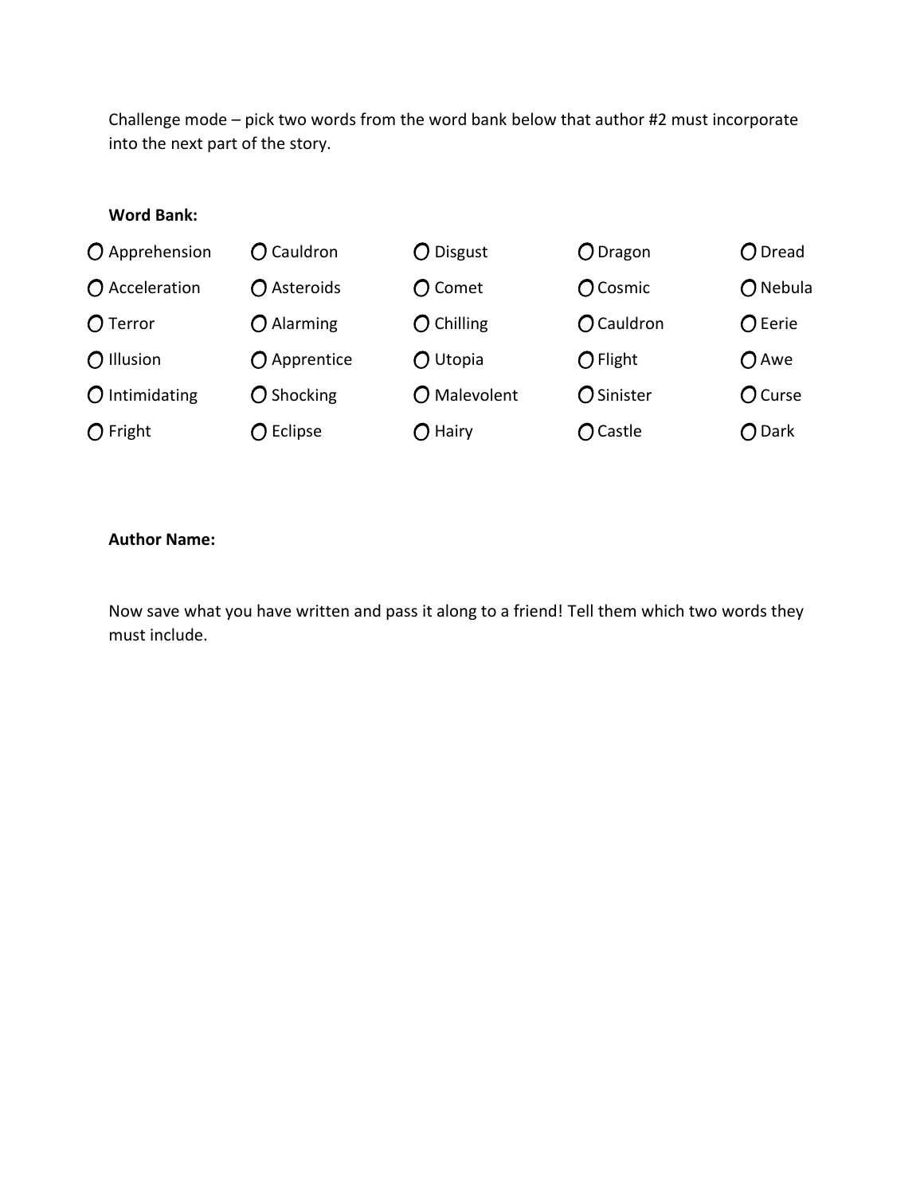Challenge mode – pick two words from the word bank below that author #2 must incorporate into the next part of the story.

**Word Bank:**

| | | | | |
|---|---|---|---|---|
| ○ Apprehension | ○ Cauldron | ○ Disgust | ○ Dragon | ○ Dread |
| ○ Acceleration | ○ Asteroids | ○ Comet | ○ Cosmic | ○ Nebula |
| ○ Terror | ○ Alarming | ○ Chilling | ○ Cauldron | ○ Eerie |
| ○ Illusion | ○ Apprentice | ○ Utopia | ○ Flight | ○ Awe |
| ○ Intimidating | ○ Shocking | ○ Malevolent | ○ Sinister | ○ Curse |
| ○ Fright | ○ Eclipse | ○ Hairy | ○ Castle | ○ Dark |

**Author Name:**

Now save what you have written and pass it along to a friend! Tell them which two words they must include.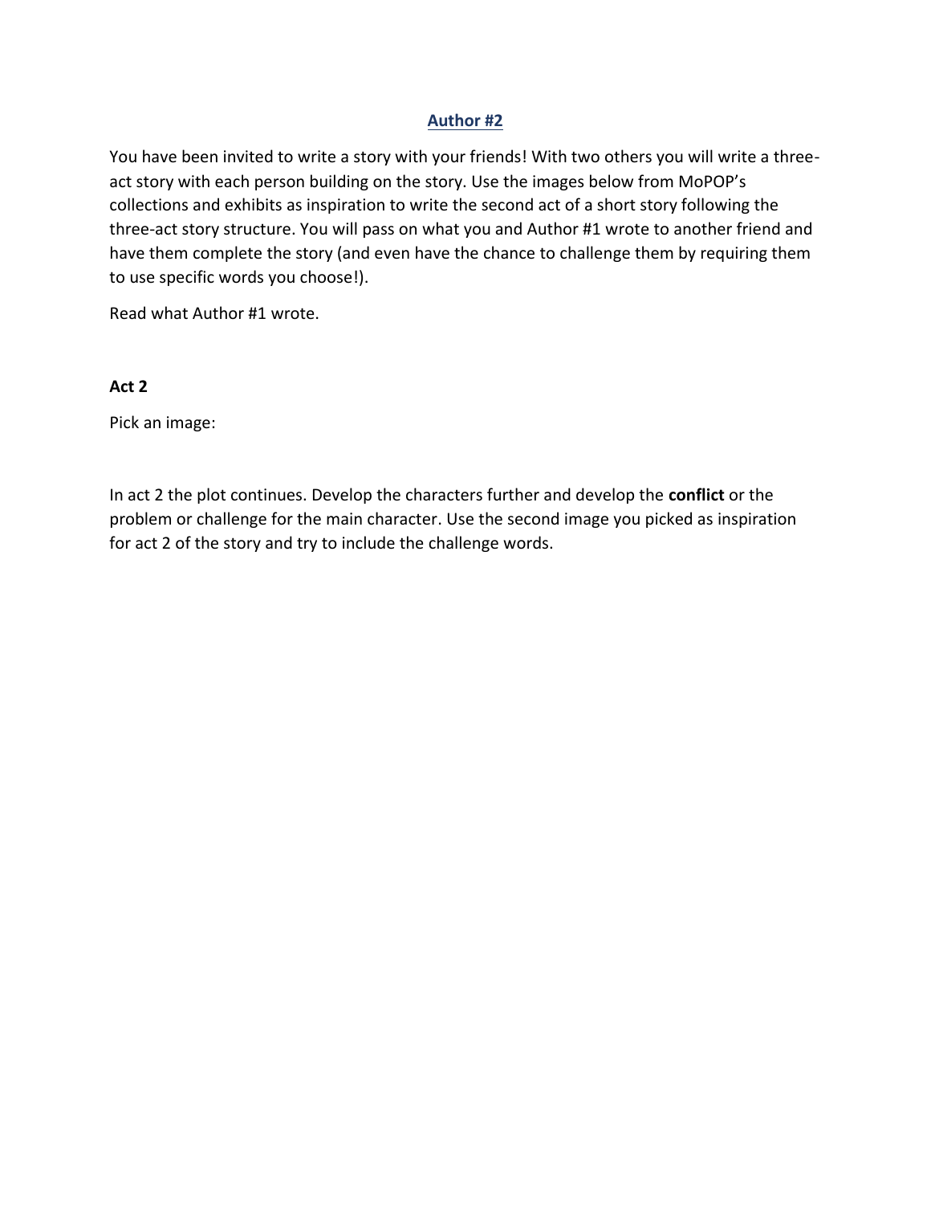## Author #2

You have been invited to write a story with your friends! With two others you will write a three-act story with each person building on the story. Use the images below from MoPOP's collections and exhibits as inspiration to write the second act of a short story following the three-act story structure. You will pass on what you and Author #1 wrote to another friend and have them complete the story (and even have the chance to challenge them by requiring them to use specific words you choose!).

Read what Author #1 wrote.

**Act 2**

Pick an image:

In act 2 the plot continues. Develop the characters further and develop the **conflict** or the problem or challenge for the main character. Use the second image you picked as inspiration for act 2 of the story and try to include the challenge words.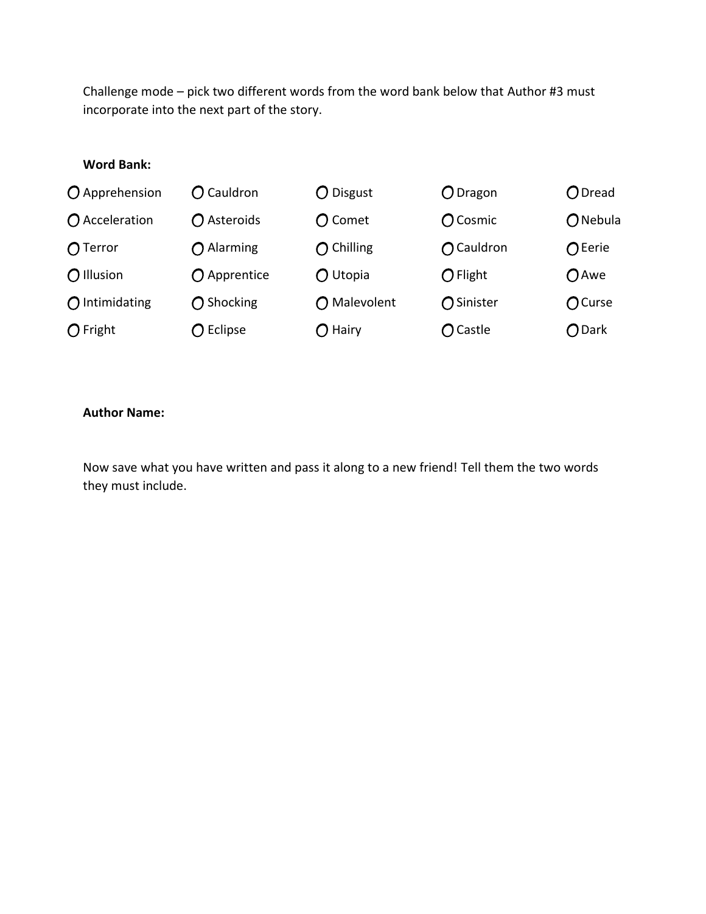Challenge mode – pick two different words from the word bank below that Author #3 must incorporate into the next part of the story.

**Word Bank:**

| | | | | |
|---|---|---|---|---|
| ○ Apprehension | ○ Cauldron | ○ Disgust | ○ Dragon | ○ Dread |
| ○ Acceleration | ○ Asteroids | ○ Comet | ○ Cosmic | ○ Nebula |
| ○ Terror | ○ Alarming | ○ Chilling | ○ Cauldron | ○ Eerie |
| ○ Illusion | ○ Apprentice | ○ Utopia | ○ Flight | ○ Awe |
| ○ Intimidating | ○ Shocking | ○ Malevolent | ○ Sinister | ○ Curse |
| ○ Fright | ○ Eclipse | ○ Hairy | ○ Castle | ○ Dark |

**Author Name:**

Now save what you have written and pass it along to a new friend! Tell them the two words they must include.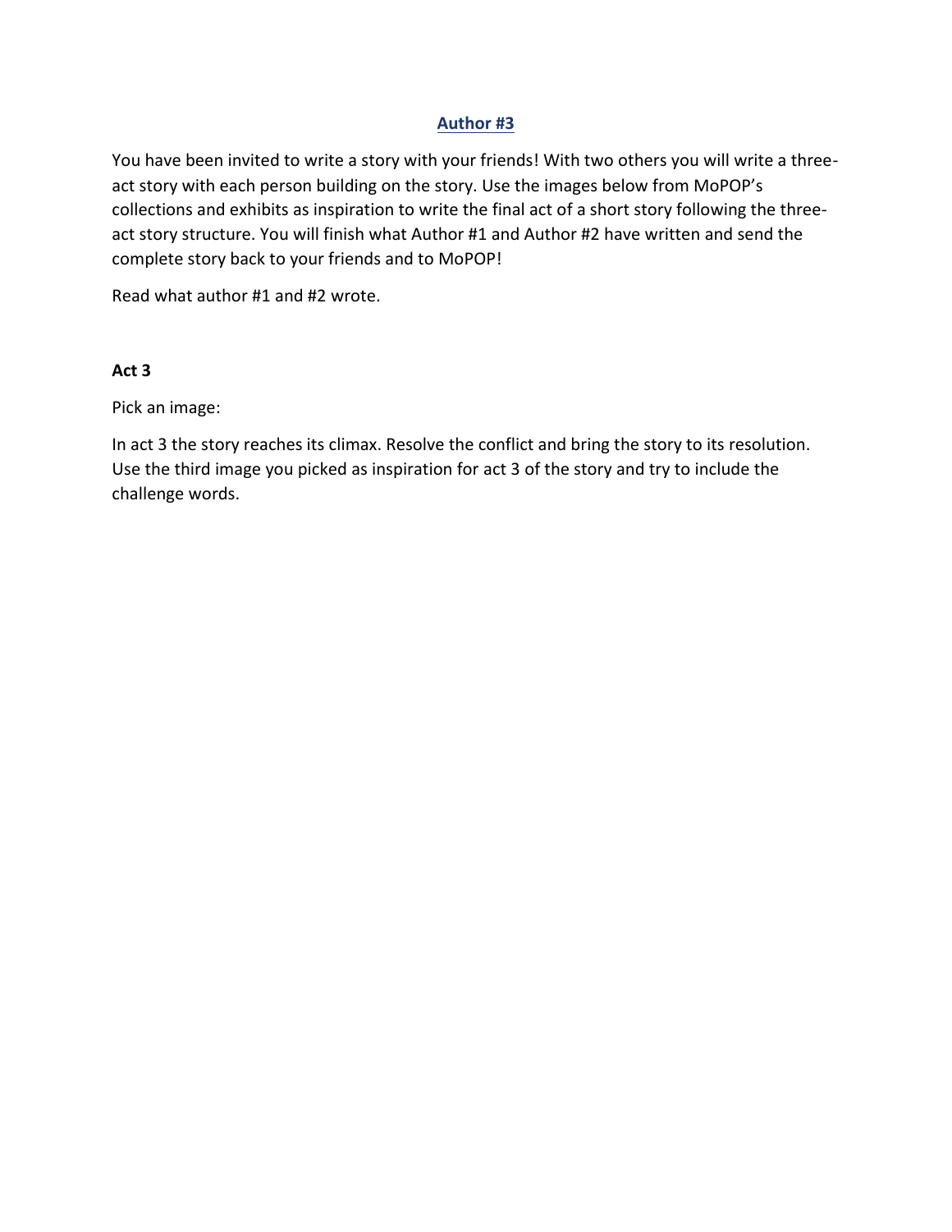## Author #3

You have been invited to write a story with your friends! With two others you will write a three-act story with each person building on the story. Use the images below from MoPOP's collections and exhibits as inspiration to write the final act of a short story following the three-act story structure. You will finish what Author #1 and Author #2 have written and send the complete story back to your friends and to MoPOP!

Read what author #1 and #2 wrote.

**Act 3**

Pick an image:

In act 3 the story reaches its climax. Resolve the conflict and bring the story to its resolution. Use the third image you picked as inspiration for act 3 of the story and try to include the challenge words.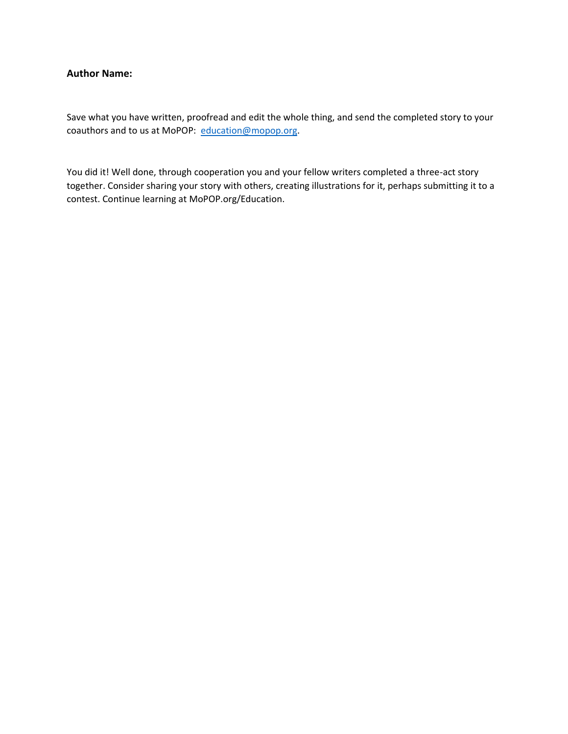**Author Name:**

Save what you have written, proofread and edit the whole thing, and send the completed story to your coauthors and to us at MoPOP: education@mopop.org.

You did it! Well done, through cooperation you and your fellow writers completed a three-act story together. Consider sharing your story with others, creating illustrations for it, perhaps submitting it to a contest. Continue learning at MoPOP.org/Education.